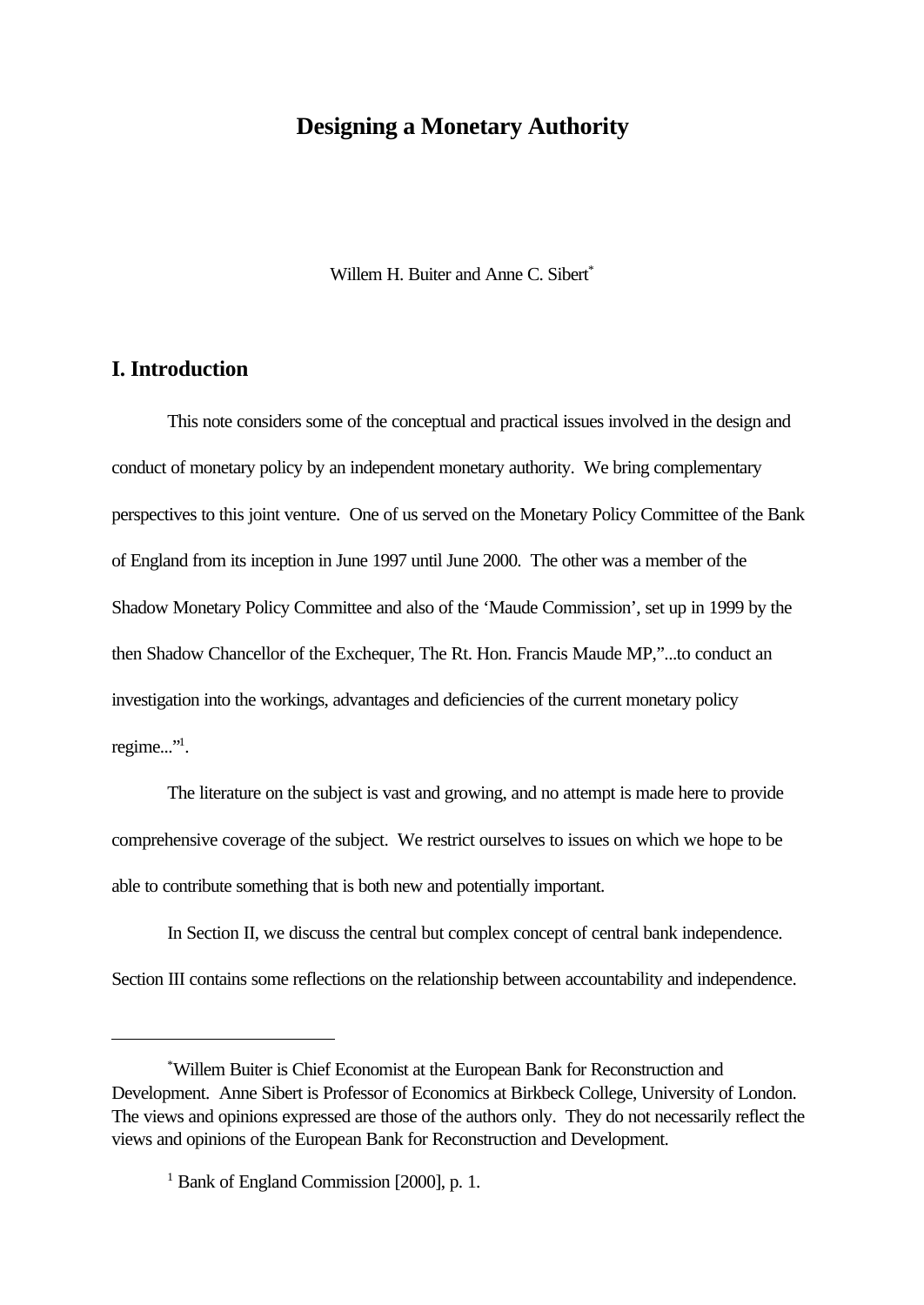# Designing a Monetary Authority

Willem H. Buiter and Anne C. Sibert[*]

## I. Introduction

This note considers some of the conceptual and practical issues involved in the design and conduct of monetary policy by an independent monetary authority. We bring complementary perspectives to this joint venture. One of us served on the Monetary Policy Committee of the Bank of England from its inception in June 1997 until June 2000. The other was a member of the Shadow Monetary Policy Committee and also of the 'Maude Commission', set up in 1999 by the then Shadow Chancellor of the Exchequer, The Rt. Hon. Francis Maude MP,"...to conduct an investigation into the workings, advantages and deficiencies of the current monetary policy regime..."[1].

The literature on the subject is vast and growing, and no attempt is made here to provide comprehensive coverage of the subject. We restrict ourselves to issues on which we hope to be able to contribute something that is both new and potentially important.

In Section II, we discuss the central but complex concept of central bank independence. Section III contains some reflections on the relationship between accountability and independence.

---

[*] Willem Buiter is Chief Economist at the European Bank for Reconstruction and Development. Anne Sibert is Professor of Economics at Birkbeck College, University of London. The views and opinions expressed are those of the authors only. They do not necessarily reflect the views and opinions of the European Bank for Reconstruction and Development.

[1] Bank of England Commission [2000], p. 1.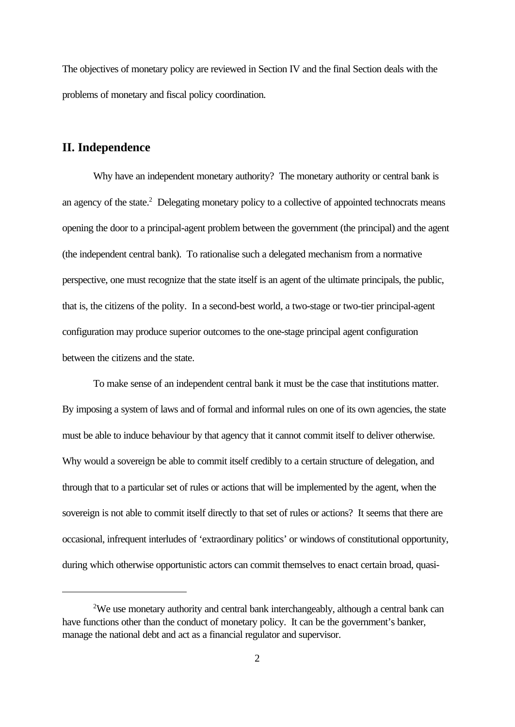The objectives of monetary policy are reviewed in Section IV and the final Section deals with the problems of monetary and fiscal policy coordination.

## II. Independence

Why have an independent monetary authority? The monetary authority or central bank is an agency of the state.[2] Delegating monetary policy to a collective of appointed technocrats means opening the door to a principal-agent problem between the government (the principal) and the agent (the independent central bank). To rationalise such a delegated mechanism from a normative perspective, one must recognize that the state itself is an agent of the ultimate principals, the public, that is, the citizens of the polity. In a second-best world, a two-stage or two-tier principal-agent configuration may produce superior outcomes to the one-stage principal agent configuration between the citizens and the state.

To make sense of an independent central bank it must be the case that institutions matter. By imposing a system of laws and of formal and informal rules on one of its own agencies, the state must be able to induce behaviour by that agency that it cannot commit itself to deliver otherwise. Why would a sovereign be able to commit itself credibly to a certain structure of delegation, and through that to a particular set of rules or actions that will be implemented by the agent, when the sovereign is not able to commit itself directly to that set of rules or actions? It seems that there are occasional, infrequent interludes of 'extraordinary politics' or windows of constitutional opportunity, during which otherwise opportunistic actors can commit themselves to enact certain broad, quasi-

---

[2] We use monetary authority and central bank interchangeably, although a central bank can have functions other than the conduct of monetary policy. It can be the government's banker, manage the national debt and act as a financial regulator and supervisor.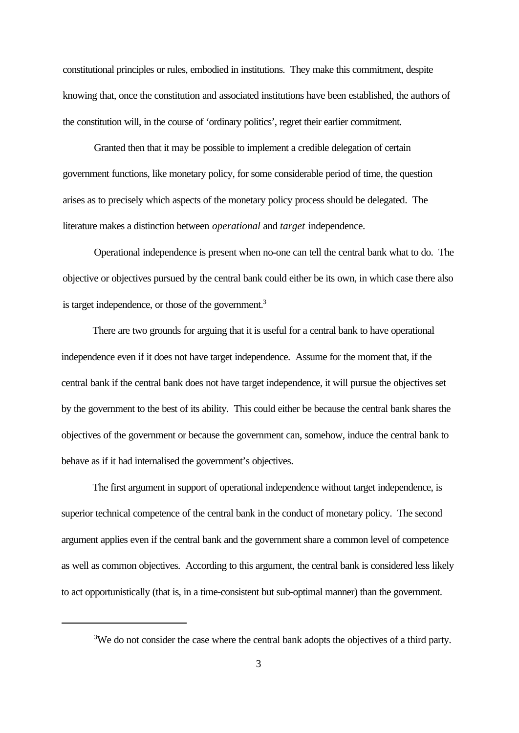constitutional principles or rules, embodied in institutions. They make this commitment, despite knowing that, once the constitution and associated institutions have been established, the authors of the constitution will, in the course of 'ordinary politics', regret their earlier commitment.

Granted then that it may be possible to implement a credible delegation of certain government functions, like monetary policy, for some considerable period of time, the question arises as to precisely which aspects of the monetary policy process should be delegated. The literature makes a distinction between *operational* and *target* independence.

Operational independence is present when no-one can tell the central bank what to do. The objective or objectives pursued by the central bank could either be its own, in which case there also is target independence, or those of the government.[3]

There are two grounds for arguing that it is useful for a central bank to have operational independence even if it does not have target independence. Assume for the moment that, if the central bank if the central bank does not have target independence, it will pursue the objectives set by the government to the best of its ability. This could either be because the central bank shares the objectives of the government or because the government can, somehow, induce the central bank to behave as if it had internalised the government's objectives.

The first argument in support of operational independence without target independence, is superior technical competence of the central bank in the conduct of monetary policy. The second argument applies even if the central bank and the government share a common level of competence as well as common objectives. According to this argument, the central bank is considered less likely to act opportunistically (that is, in a time-consistent but sub-optimal manner) than the government.

[3]We do not consider the case where the central bank adopts the objectives of a third party.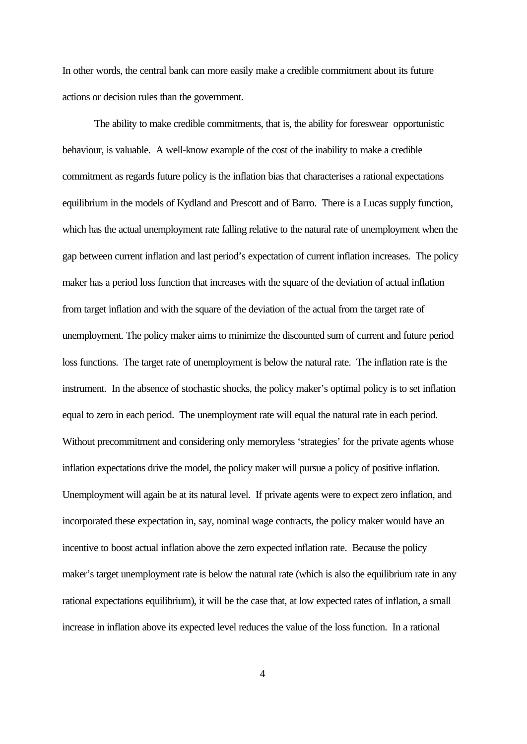In other words, the central bank can more easily make a credible commitment about its future actions or decision rules than the government.

The ability to make credible commitments, that is, the ability for foreswear opportunistic behaviour, is valuable. A well-know example of the cost of the inability to make a credible commitment as regards future policy is the inflation bias that characterises a rational expectations equilibrium in the models of Kydland and Prescott and of Barro. There is a Lucas supply function, which has the actual unemployment rate falling relative to the natural rate of unemployment when the gap between current inflation and last period's expectation of current inflation increases. The policy maker has a period loss function that increases with the square of the deviation of actual inflation from target inflation and with the square of the deviation of the actual from the target rate of unemployment. The policy maker aims to minimize the discounted sum of current and future period loss functions. The target rate of unemployment is below the natural rate. The inflation rate is the instrument. In the absence of stochastic shocks, the policy maker's optimal policy is to set inflation equal to zero in each period. The unemployment rate will equal the natural rate in each period. Without precommitment and considering only memoryless 'strategies' for the private agents whose inflation expectations drive the model, the policy maker will pursue a policy of positive inflation. Unemployment will again be at its natural level. If private agents were to expect zero inflation, and incorporated these expectation in, say, nominal wage contracts, the policy maker would have an incentive to boost actual inflation above the zero expected inflation rate. Because the policy maker's target unemployment rate is below the natural rate (which is also the equilibrium rate in any rational expectations equilibrium), it will be the case that, at low expected rates of inflation, a small increase in inflation above its expected level reduces the value of the loss function. In a rational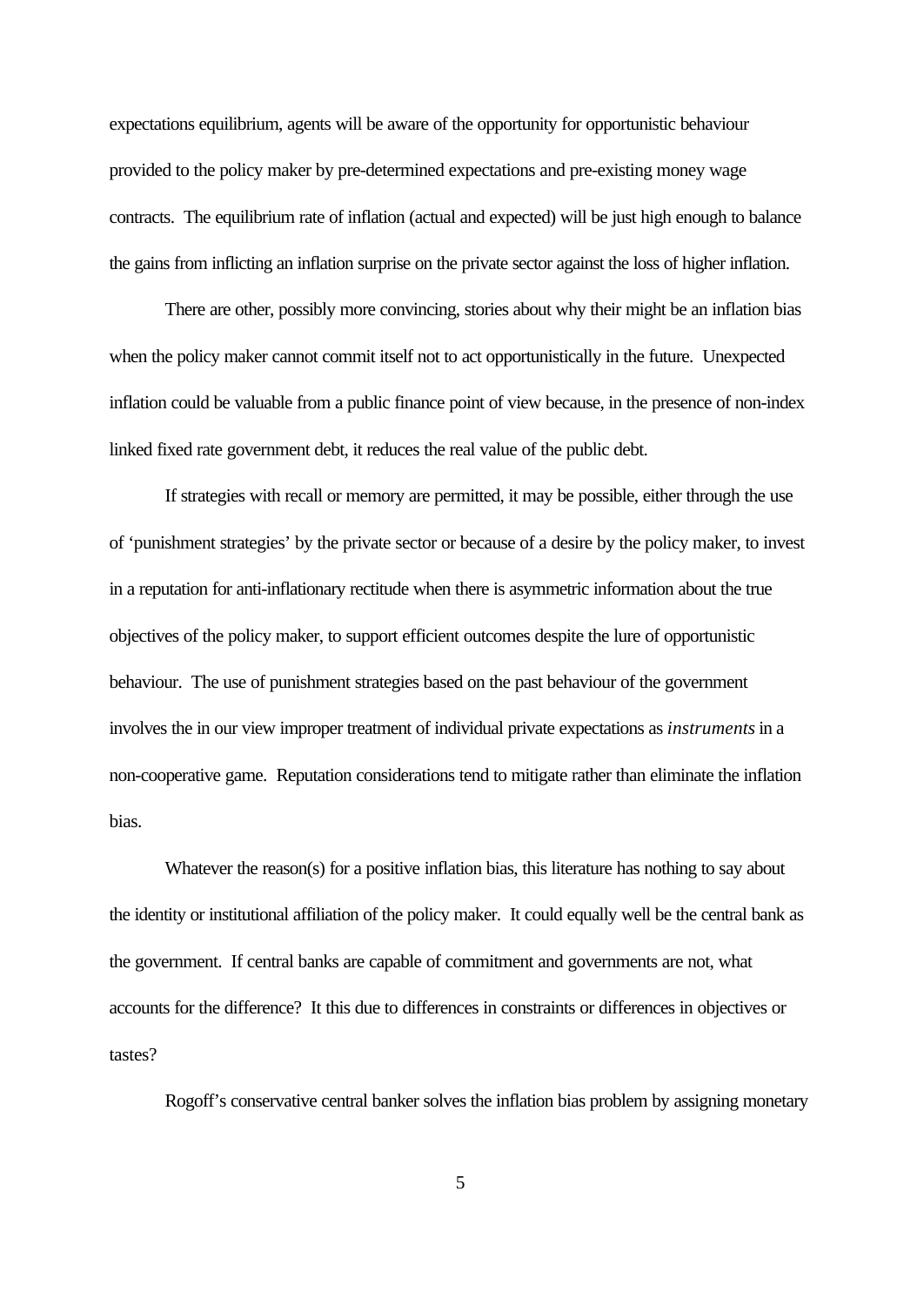expectations equilibrium, agents will be aware of the opportunity for opportunistic behaviour provided to the policy maker by pre-determined expectations and pre-existing money wage contracts. The equilibrium rate of inflation (actual and expected) will be just high enough to balance the gains from inflicting an inflation surprise on the private sector against the loss of higher inflation.

There are other, possibly more convincing, stories about why their might be an inflation bias when the policy maker cannot commit itself not to act opportunistically in the future. Unexpected inflation could be valuable from a public finance point of view because, in the presence of non-index linked fixed rate government debt, it reduces the real value of the public debt.

If strategies with recall or memory are permitted, it may be possible, either through the use of 'punishment strategies' by the private sector or because of a desire by the policy maker, to invest in a reputation for anti-inflationary rectitude when there is asymmetric information about the true objectives of the policy maker, to support efficient outcomes despite the lure of opportunistic behaviour. The use of punishment strategies based on the past behaviour of the government involves the in our view improper treatment of individual private expectations as *instruments* in a non-cooperative game. Reputation considerations tend to mitigate rather than eliminate the inflation bias.

Whatever the reason(s) for a positive inflation bias, this literature has nothing to say about the identity or institutional affiliation of the policy maker. It could equally well be the central bank as the government. If central banks are capable of commitment and governments are not, what accounts for the difference? It this due to differences in constraints or differences in objectives or tastes?

Rogoff's conservative central banker solves the inflation bias problem by assigning monetary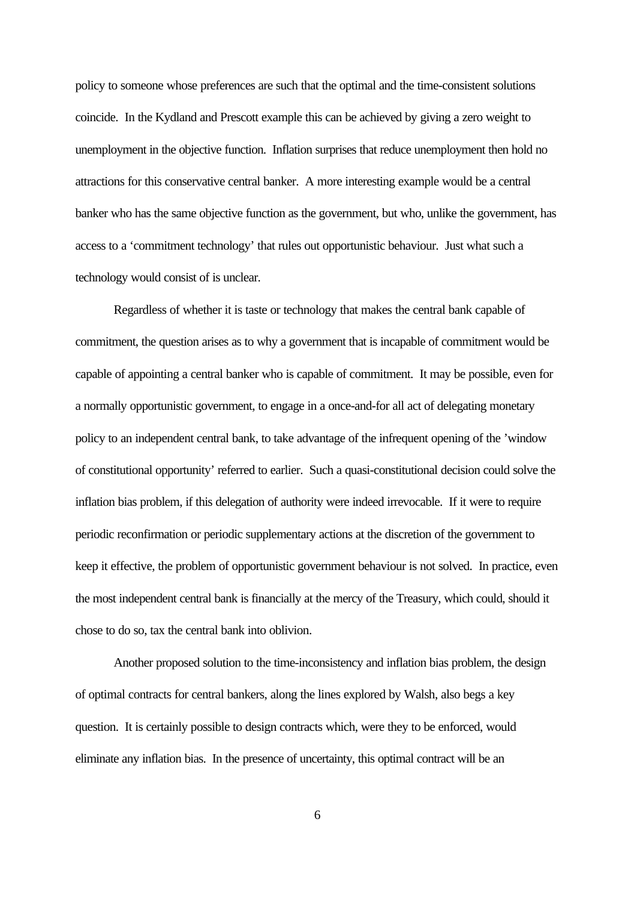policy to someone whose preferences are such that the optimal and the time-consistent solutions coincide. In the Kydland and Prescott example this can be achieved by giving a zero weight to unemployment in the objective function. Inflation surprises that reduce unemployment then hold no attractions for this conservative central banker. A more interesting example would be a central banker who has the same objective function as the government, but who, unlike the government, has access to a 'commitment technology' that rules out opportunistic behaviour. Just what such a technology would consist of is unclear.

Regardless of whether it is taste or technology that makes the central bank capable of commitment, the question arises as to why a government that is incapable of commitment would be capable of appointing a central banker who is capable of commitment. It may be possible, even for a normally opportunistic government, to engage in a once-and-for all act of delegating monetary policy to an independent central bank, to take advantage of the infrequent opening of the 'window of constitutional opportunity' referred to earlier. Such a quasi-constitutional decision could solve the inflation bias problem, if this delegation of authority were indeed irrevocable. If it were to require periodic reconfirmation or periodic supplementary actions at the discretion of the government to keep it effective, the problem of opportunistic government behaviour is not solved. In practice, even the most independent central bank is financially at the mercy of the Treasury, which could, should it chose to do so, tax the central bank into oblivion.

Another proposed solution to the time-inconsistency and inflation bias problem, the design of optimal contracts for central bankers, along the lines explored by Walsh, also begs a key question. It is certainly possible to design contracts which, were they to be enforced, would eliminate any inflation bias. In the presence of uncertainty, this optimal contract will be an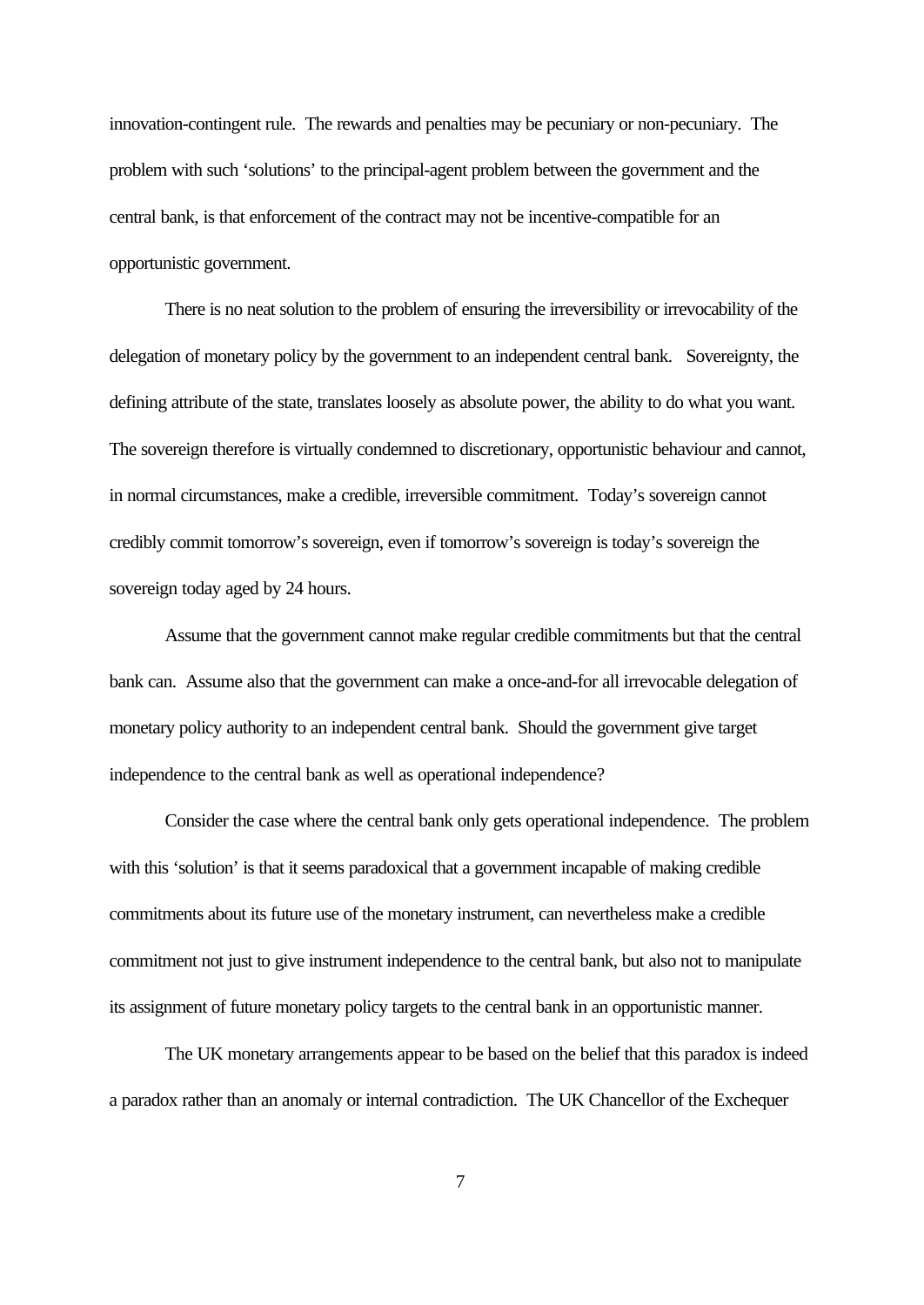innovation-contingent rule. The rewards and penalties may be pecuniary or non-pecuniary. The problem with such 'solutions' to the principal-agent problem between the government and the central bank, is that enforcement of the contract may not be incentive-compatible for an opportunistic government.

There is no neat solution to the problem of ensuring the irreversibility or irrevocability of the delegation of monetary policy by the government to an independent central bank. Sovereignty, the defining attribute of the state, translates loosely as absolute power, the ability to do what you want. The sovereign therefore is virtually condemned to discretionary, opportunistic behaviour and cannot, in normal circumstances, make a credible, irreversible commitment. Today's sovereign cannot credibly commit tomorrow's sovereign, even if tomorrow's sovereign is today's sovereign the sovereign today aged by 24 hours.

Assume that the government cannot make regular credible commitments but that the central bank can. Assume also that the government can make a once-and-for all irrevocable delegation of monetary policy authority to an independent central bank. Should the government give target independence to the central bank as well as operational independence?

Consider the case where the central bank only gets operational independence. The problem with this 'solution' is that it seems paradoxical that a government incapable of making credible commitments about its future use of the monetary instrument, can nevertheless make a credible commitment not just to give instrument independence to the central bank, but also not to manipulate its assignment of future monetary policy targets to the central bank in an opportunistic manner.

The UK monetary arrangements appear to be based on the belief that this paradox is indeed a paradox rather than an anomaly or internal contradiction. The UK Chancellor of the Exchequer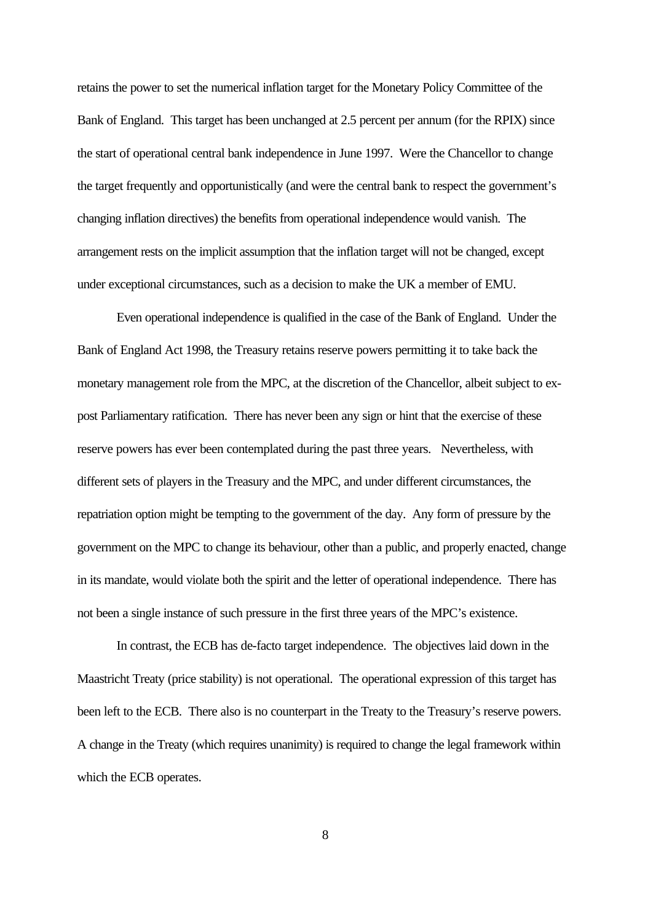retains the power to set the numerical inflation target for the Monetary Policy Committee of the Bank of England. This target has been unchanged at 2.5 percent per annum (for the RPIX) since the start of operational central bank independence in June 1997. Were the Chancellor to change the target frequently and opportunistically (and were the central bank to respect the government's changing inflation directives) the benefits from operational independence would vanish. The arrangement rests on the implicit assumption that the inflation target will not be changed, except under exceptional circumstances, such as a decision to make the UK a member of EMU.

Even operational independence is qualified in the case of the Bank of England. Under the Bank of England Act 1998, the Treasury retains reserve powers permitting it to take back the monetary management role from the MPC, at the discretion of the Chancellor, albeit subject to ex-post Parliamentary ratification. There has never been any sign or hint that the exercise of these reserve powers has ever been contemplated during the past three years. Nevertheless, with different sets of players in the Treasury and the MPC, and under different circumstances, the repatriation option might be tempting to the government of the day. Any form of pressure by the government on the MPC to change its behaviour, other than a public, and properly enacted, change in its mandate, would violate both the spirit and the letter of operational independence. There has not been a single instance of such pressure in the first three years of the MPC's existence.

In contrast, the ECB has de-facto target independence. The objectives laid down in the Maastricht Treaty (price stability) is not operational. The operational expression of this target has been left to the ECB. There also is no counterpart in the Treaty to the Treasury's reserve powers. A change in the Treaty (which requires unanimity) is required to change the legal framework within which the ECB operates.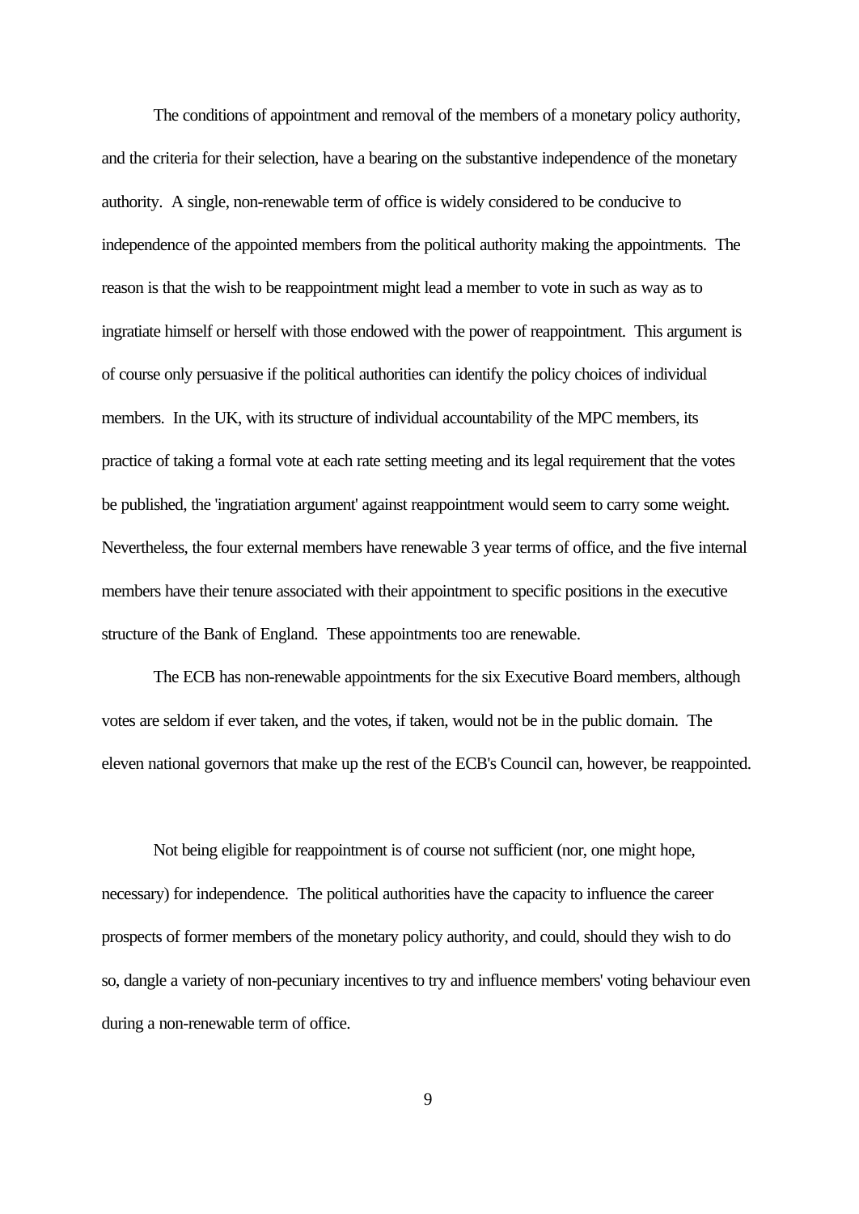The conditions of appointment and removal of the members of a monetary policy authority, and the criteria for their selection, have a bearing on the substantive independence of the monetary authority. A single, non-renewable term of office is widely considered to be conducive to independence of the appointed members from the political authority making the appointments. The reason is that the wish to be reappointment might lead a member to vote in such as way as to ingratiate himself or herself with those endowed with the power of reappointment. This argument is of course only persuasive if the political authorities can identify the policy choices of individual members. In the UK, with its structure of individual accountability of the MPC members, its practice of taking a formal vote at each rate setting meeting and its legal requirement that the votes be published, the 'ingratiation argument' against reappointment would seem to carry some weight. Nevertheless, the four external members have renewable 3 year terms of office, and the five internal members have their tenure associated with their appointment to specific positions in the executive structure of the Bank of England. These appointments too are renewable.

The ECB has non-renewable appointments for the six Executive Board members, although votes are seldom if ever taken, and the votes, if taken, would not be in the public domain. The eleven national governors that make up the rest of the ECB's Council can, however, be reappointed.

Not being eligible for reappointment is of course not sufficient (nor, one might hope, necessary) for independence. The political authorities have the capacity to influence the career prospects of former members of the monetary policy authority, and could, should they wish to do so, dangle a variety of non-pecuniary incentives to try and influence members' voting behaviour even during a non-renewable term of office.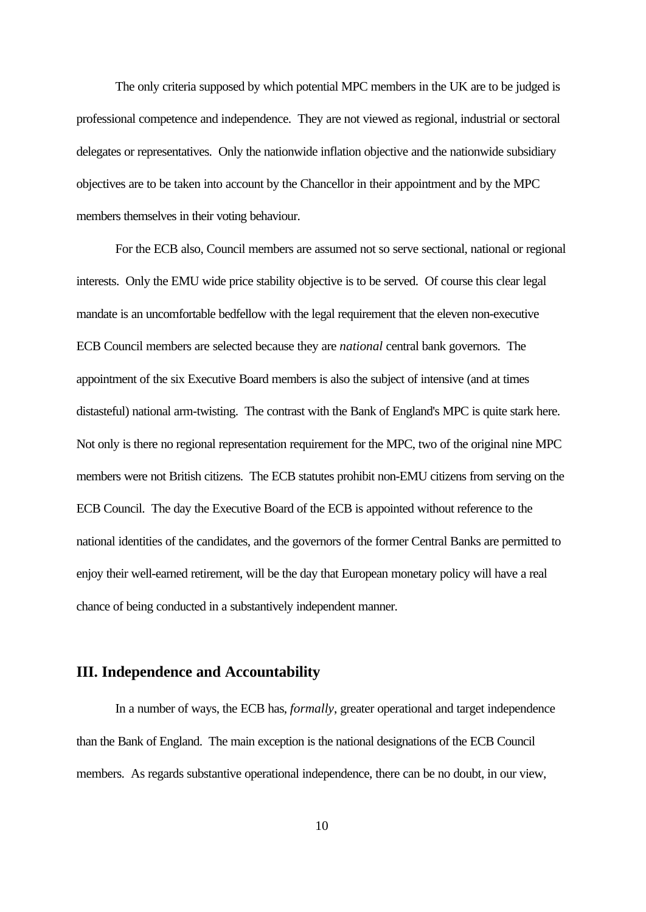The only criteria supposed by which potential MPC members in the UK are to be judged is professional competence and independence. They are not viewed as regional, industrial or sectoral delegates or representatives. Only the nationwide inflation objective and the nationwide subsidiary objectives are to be taken into account by the Chancellor in their appointment and by the MPC members themselves in their voting behaviour.

For the ECB also, Council members are assumed not so serve sectional, national or regional interests. Only the EMU wide price stability objective is to be served. Of course this clear legal mandate is an uncomfortable bedfellow with the legal requirement that the eleven non-executive ECB Council members are selected because they are *national* central bank governors. The appointment of the six Executive Board members is also the subject of intensive (and at times distasteful) national arm-twisting. The contrast with the Bank of England's MPC is quite stark here. Not only is there no regional representation requirement for the MPC, two of the original nine MPC members were not British citizens. The ECB statutes prohibit non-EMU citizens from serving on the ECB Council. The day the Executive Board of the ECB is appointed without reference to the national identities of the candidates, and the governors of the former Central Banks are permitted to enjoy their well-earned retirement, will be the day that European monetary policy will have a real chance of being conducted in a substantively independent manner.

## III. Independence and Accountability

In a number of ways, the ECB has, *formally*, greater operational and target independence than the Bank of England. The main exception is the national designations of the ECB Council members. As regards substantive operational independence, there can be no doubt, in our view,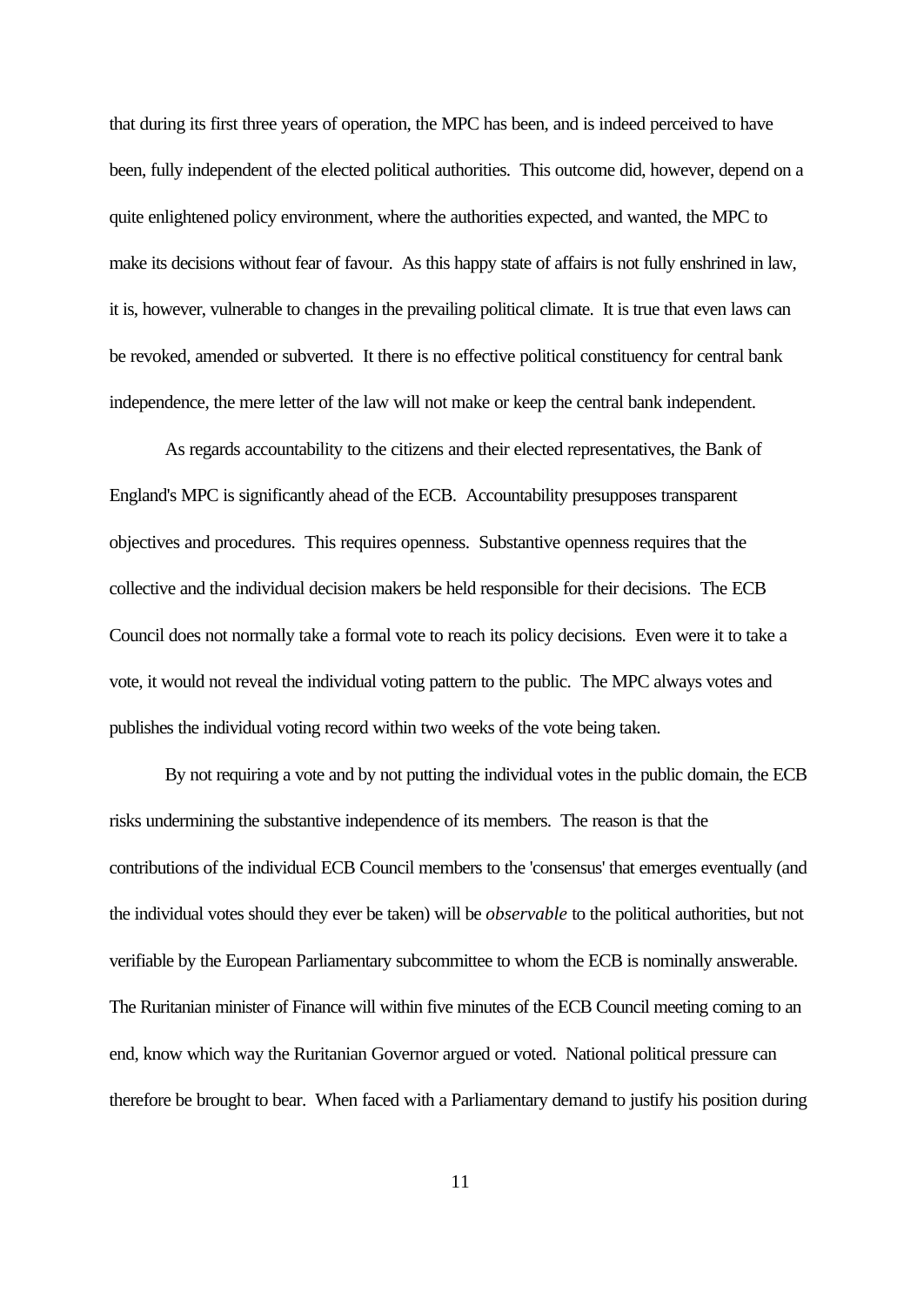that during its first three years of operation, the MPC has been, and is indeed perceived to have been, fully independent of the elected political authorities. This outcome did, however, depend on a quite enlightened policy environment, where the authorities expected, and wanted, the MPC to make its decisions without fear of favour. As this happy state of affairs is not fully enshrined in law, it is, however, vulnerable to changes in the prevailing political climate. It is true that even laws can be revoked, amended or subverted. It there is no effective political constituency for central bank independence, the mere letter of the law will not make or keep the central bank independent.

As regards accountability to the citizens and their elected representatives, the Bank of England's MPC is significantly ahead of the ECB. Accountability presupposes transparent objectives and procedures. This requires openness. Substantive openness requires that the collective and the individual decision makers be held responsible for their decisions. The ECB Council does not normally take a formal vote to reach its policy decisions. Even were it to take a vote, it would not reveal the individual voting pattern to the public. The MPC always votes and publishes the individual voting record within two weeks of the vote being taken.

By not requiring a vote and by not putting the individual votes in the public domain, the ECB risks undermining the substantive independence of its members. The reason is that the contributions of the individual ECB Council members to the 'consensus' that emerges eventually (and the individual votes should they ever be taken) will be *observable* to the political authorities, but not verifiable by the European Parliamentary subcommittee to whom the ECB is nominally answerable. The Ruritanian minister of Finance will within five minutes of the ECB Council meeting coming to an end, know which way the Ruritanian Governor argued or voted. National political pressure can therefore be brought to bear. When faced with a Parliamentary demand to justify his position during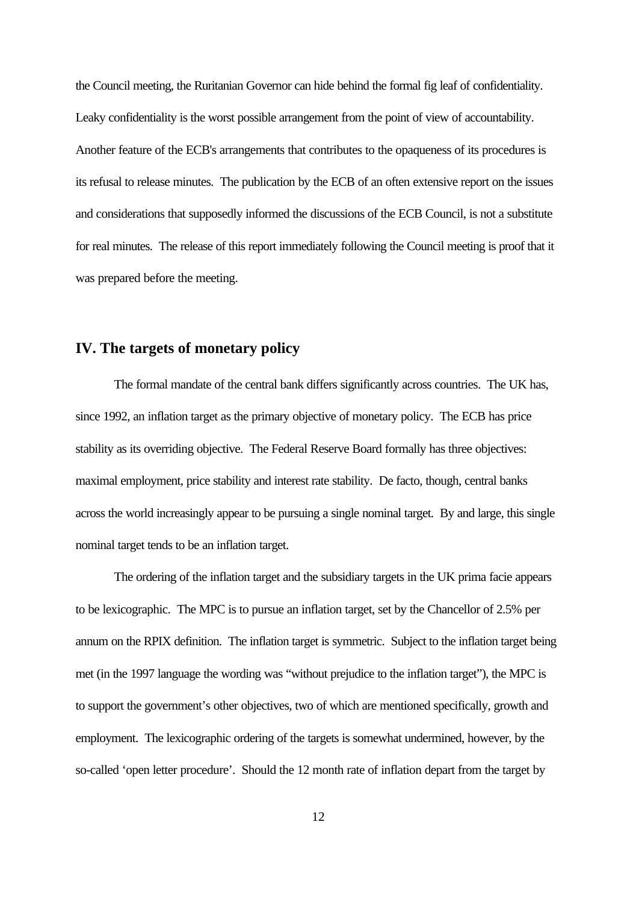the Council meeting, the Ruritanian Governor can hide behind the formal fig leaf of confidentiality. Leaky confidentiality is the worst possible arrangement from the point of view of accountability. Another feature of the ECB's arrangements that contributes to the opaqueness of its procedures is its refusal to release minutes. The publication by the ECB of an often extensive report on the issues and considerations that supposedly informed the discussions of the ECB Council, is not a substitute for real minutes. The release of this report immediately following the Council meeting is proof that it was prepared before the meeting.

## IV. The targets of monetary policy

The formal mandate of the central bank differs significantly across countries. The UK has, since 1992, an inflation target as the primary objective of monetary policy. The ECB has price stability as its overriding objective. The Federal Reserve Board formally has three objectives: maximal employment, price stability and interest rate stability. De facto, though, central banks across the world increasingly appear to be pursuing a single nominal target. By and large, this single nominal target tends to be an inflation target.

The ordering of the inflation target and the subsidiary targets in the UK prima facie appears to be lexicographic. The MPC is to pursue an inflation target, set by the Chancellor of 2.5% per annum on the RPIX definition. The inflation target is symmetric. Subject to the inflation target being met (in the 1997 language the wording was "without prejudice to the inflation target"), the MPC is to support the government's other objectives, two of which are mentioned specifically, growth and employment. The lexicographic ordering of the targets is somewhat undermined, however, by the so-called 'open letter procedure'. Should the 12 month rate of inflation depart from the target by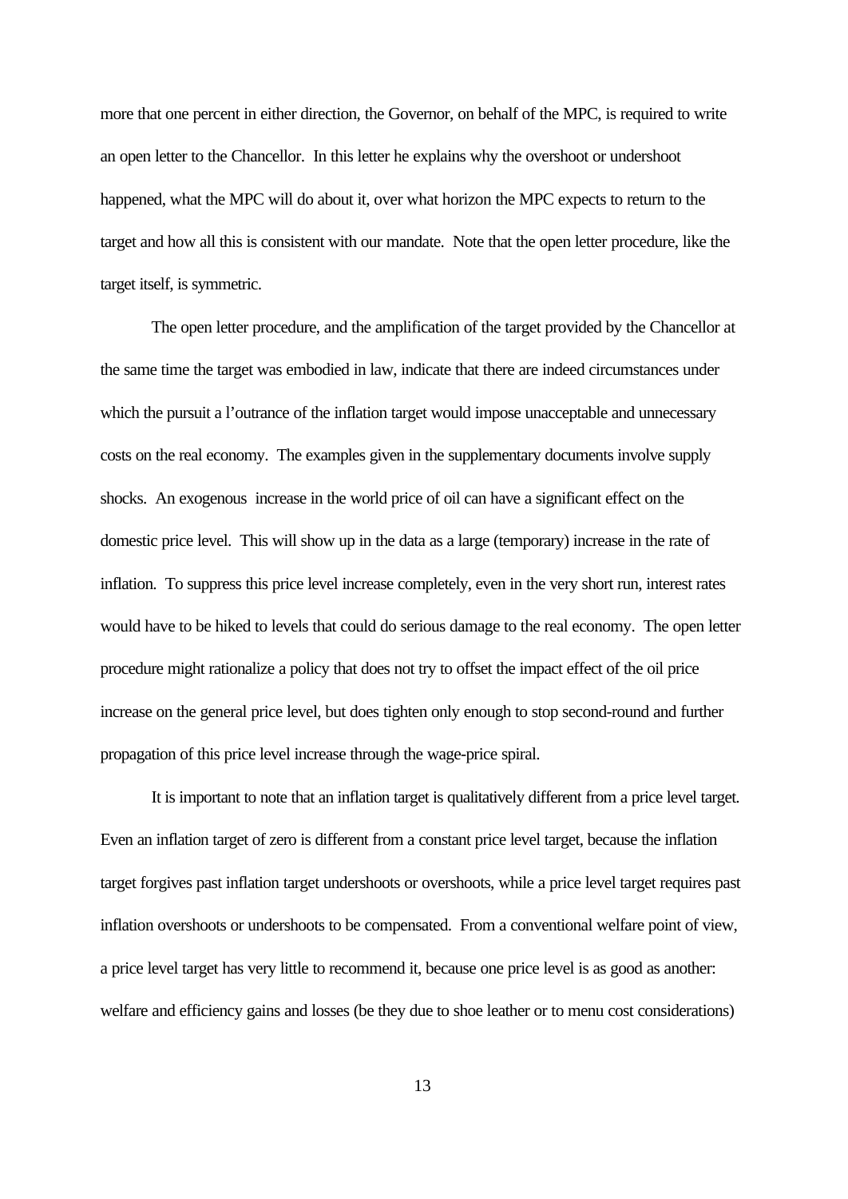more that one percent in either direction, the Governor, on behalf of the MPC, is required to write an open letter to the Chancellor. In this letter he explains why the overshoot or undershoot happened, what the MPC will do about it, over what horizon the MPC expects to return to the target and how all this is consistent with our mandate. Note that the open letter procedure, like the target itself, is symmetric.

The open letter procedure, and the amplification of the target provided by the Chancellor at the same time the target was embodied in law, indicate that there are indeed circumstances under which the pursuit a l'outrance of the inflation target would impose unacceptable and unnecessary costs on the real economy. The examples given in the supplementary documents involve supply shocks. An exogenous increase in the world price of oil can have a significant effect on the domestic price level. This will show up in the data as a large (temporary) increase in the rate of inflation. To suppress this price level increase completely, even in the very short run, interest rates would have to be hiked to levels that could do serious damage to the real economy. The open letter procedure might rationalize a policy that does not try to offset the impact effect of the oil price increase on the general price level, but does tighten only enough to stop second-round and further propagation of this price level increase through the wage-price spiral.

It is important to note that an inflation target is qualitatively different from a price level target. Even an inflation target of zero is different from a constant price level target, because the inflation target forgives past inflation target undershoots or overshoots, while a price level target requires past inflation overshoots or undershoots to be compensated. From a conventional welfare point of view, a price level target has very little to recommend it, because one price level is as good as another: welfare and efficiency gains and losses (be they due to shoe leather or to menu cost considerations)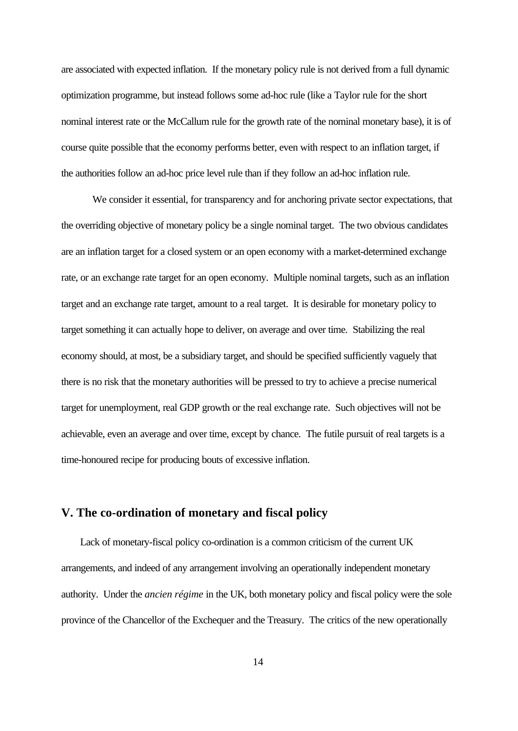are associated with expected inflation. If the monetary policy rule is not derived from a full dynamic optimization programme, but instead follows some ad-hoc rule (like a Taylor rule for the short nominal interest rate or the McCallum rule for the growth rate of the nominal monetary base), it is of course quite possible that the economy performs better, even with respect to an inflation target, if the authorities follow an ad-hoc price level rule than if they follow an ad-hoc inflation rule.

We consider it essential, for transparency and for anchoring private sector expectations, that the overriding objective of monetary policy be a single nominal target. The two obvious candidates are an inflation target for a closed system or an open economy with a market-determined exchange rate, or an exchange rate target for an open economy. Multiple nominal targets, such as an inflation target and an exchange rate target, amount to a real target. It is desirable for monetary policy to target something it can actually hope to deliver, on average and over time. Stabilizing the real economy should, at most, be a subsidiary target, and should be specified sufficiently vaguely that there is no risk that the monetary authorities will be pressed to try to achieve a precise numerical target for unemployment, real GDP growth or the real exchange rate. Such objectives will not be achievable, even an average and over time, except by chance. The futile pursuit of real targets is a time-honoured recipe for producing bouts of excessive inflation.

## V. The co-ordination of monetary and fiscal policy

Lack of monetary-fiscal policy co-ordination is a common criticism of the current UK arrangements, and indeed of any arrangement involving an operationally independent monetary authority. Under the *ancien régime* in the UK, both monetary policy and fiscal policy were the sole province of the Chancellor of the Exchequer and the Treasury. The critics of the new operationally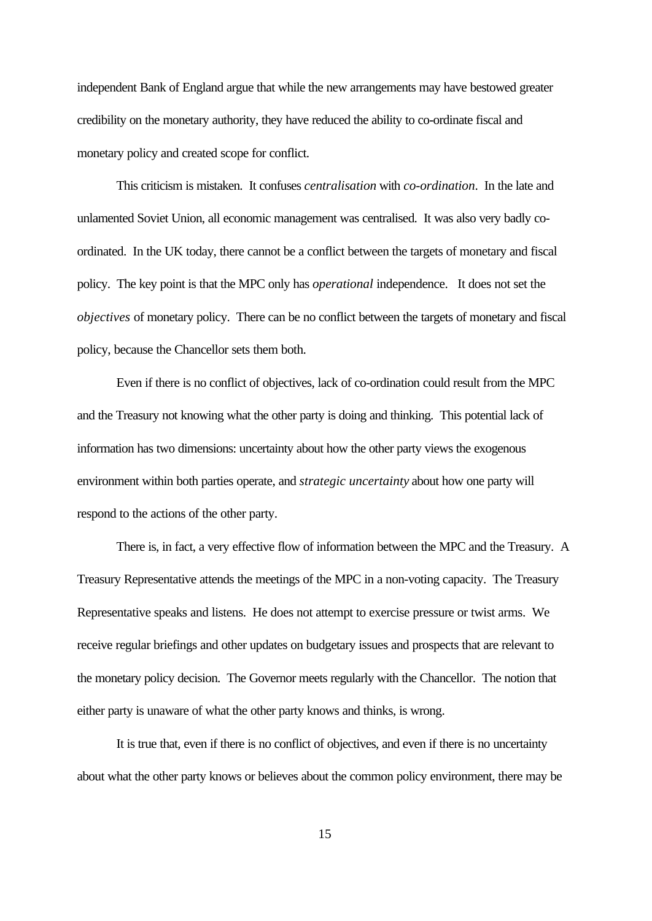independent Bank of England argue that while the new arrangements may have bestowed greater credibility on the monetary authority, they have reduced the ability to co-ordinate fiscal and monetary policy and created scope for conflict.

This criticism is mistaken. It confuses *centralisation* with *co-ordination*. In the late and unlamented Soviet Union, all economic management was centralised. It was also very badly co-ordinated. In the UK today, there cannot be a conflict between the targets of monetary and fiscal policy. The key point is that the MPC only has *operational* independence. It does not set the *objectives* of monetary policy. There can be no conflict between the targets of monetary and fiscal policy, because the Chancellor sets them both.

Even if there is no conflict of objectives, lack of co-ordination could result from the MPC and the Treasury not knowing what the other party is doing and thinking. This potential lack of information has two dimensions: uncertainty about how the other party views the exogenous environment within both parties operate, and *strategic uncertainty* about how one party will respond to the actions of the other party.

There is, in fact, a very effective flow of information between the MPC and the Treasury. A Treasury Representative attends the meetings of the MPC in a non-voting capacity. The Treasury Representative speaks and listens. He does not attempt to exercise pressure or twist arms. We receive regular briefings and other updates on budgetary issues and prospects that are relevant to the monetary policy decision. The Governor meets regularly with the Chancellor. The notion that either party is unaware of what the other party knows and thinks, is wrong.

It is true that, even if there is no conflict of objectives, and even if there is no uncertainty about what the other party knows or believes about the common policy environment, there may be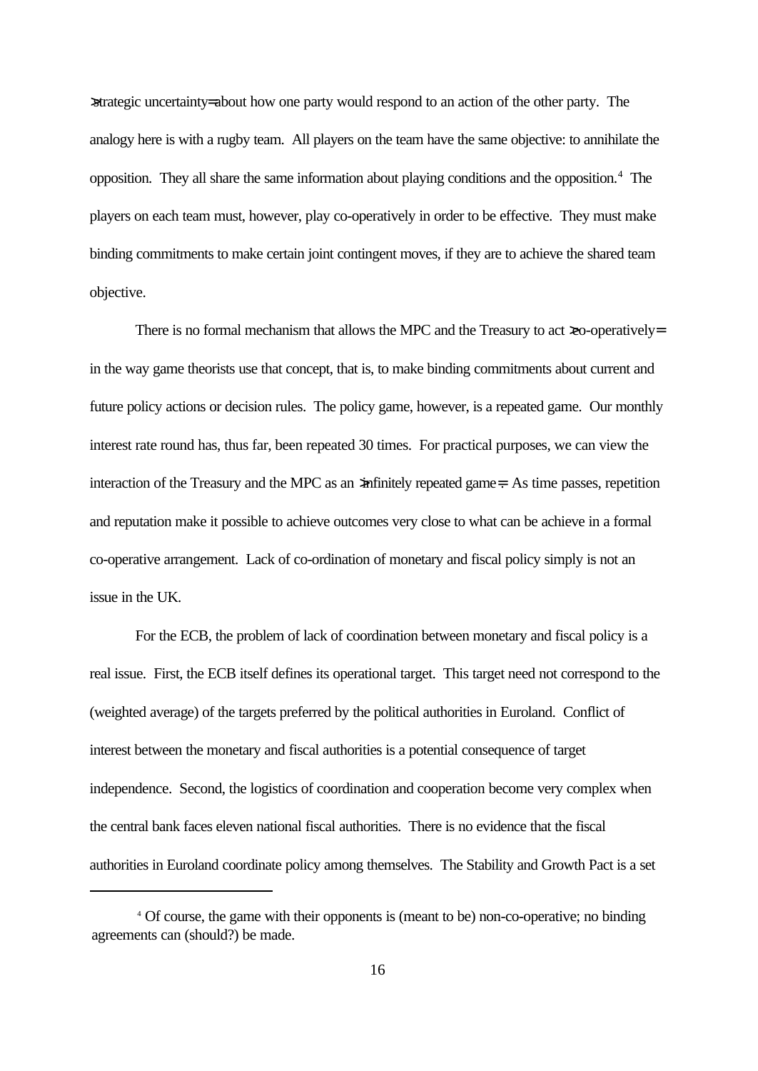>strategic uncertainty= about how one party would respond to an action of the other party. The analogy here is with a rugby team. All players on the team have the same objective: to annihilate the opposition. They all share the same information about playing conditions and the opposition.[4] The players on each team must, however, play co-operatively in order to be effective. They must make binding commitments to make certain joint contingent moves, if they are to achieve the shared team objective.

There is no formal mechanism that allows the MPC and the Treasury to act >co-operatively= in the way game theorists use that concept, that is, to make binding commitments about current and future policy actions or decision rules. The policy game, however, is a repeated game. Our monthly interest rate round has, thus far, been repeated 30 times. For practical purposes, we can view the interaction of the Treasury and the MPC as an >infinitely repeated game=. As time passes, repetition and reputation make it possible to achieve outcomes very close to what can be achieve in a formal co-operative arrangement. Lack of co-ordination of monetary and fiscal policy simply is not an issue in the UK.

For the ECB, the problem of lack of coordination between monetary and fiscal policy is a real issue. First, the ECB itself defines its operational target. This target need not correspond to the (weighted average) of the targets preferred by the political authorities in Euroland. Conflict of interest between the monetary and fiscal authorities is a potential consequence of target independence. Second, the logistics of coordination and cooperation become very complex when the central bank faces eleven national fiscal authorities. There is no evidence that the fiscal authorities in Euroland coordinate policy among themselves. The Stability and Growth Pact is a set

---

[4] Of course, the game with their opponents is (meant to be) non-co-operative; no binding agreements can (should?) be made.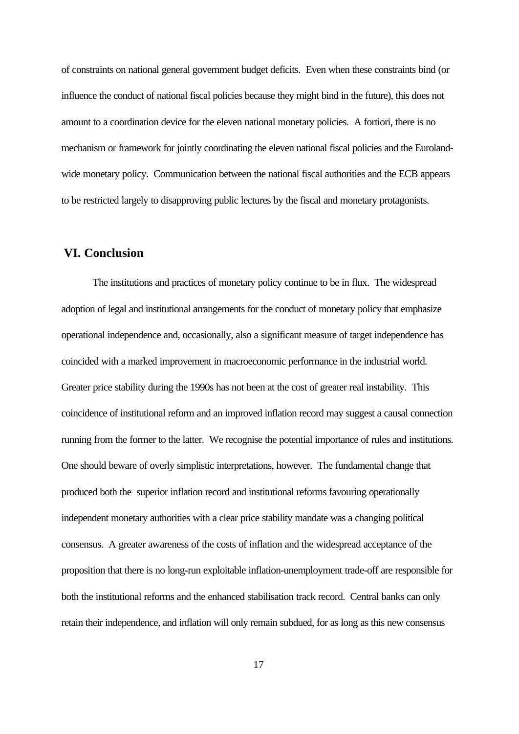of constraints on national general government budget deficits. Even when these constraints bind (or influence the conduct of national fiscal policies because they might bind in the future), this does not amount to a coordination device for the eleven national monetary policies. A fortiori, there is no mechanism or framework for jointly coordinating the eleven national fiscal policies and the Euroland-wide monetary policy. Communication between the national fiscal authorities and the ECB appears to be restricted largely to disapproving public lectures by the fiscal and monetary protagonists.

## VI. Conclusion

The institutions and practices of monetary policy continue to be in flux. The widespread adoption of legal and institutional arrangements for the conduct of monetary policy that emphasize operational independence and, occasionally, also a significant measure of target independence has coincided with a marked improvement in macroeconomic performance in the industrial world. Greater price stability during the 1990s has not been at the cost of greater real instability. This coincidence of institutional reform and an improved inflation record may suggest a causal connection running from the former to the latter. We recognise the potential importance of rules and institutions. One should beware of overly simplistic interpretations, however. The fundamental change that produced both the superior inflation record and institutional reforms favouring operationally independent monetary authorities with a clear price stability mandate was a changing political consensus. A greater awareness of the costs of inflation and the widespread acceptance of the proposition that there is no long-run exploitable inflation-unemployment trade-off are responsible for both the institutional reforms and the enhanced stabilisation track record. Central banks can only retain their independence, and inflation will only remain subdued, for as long as this new consensus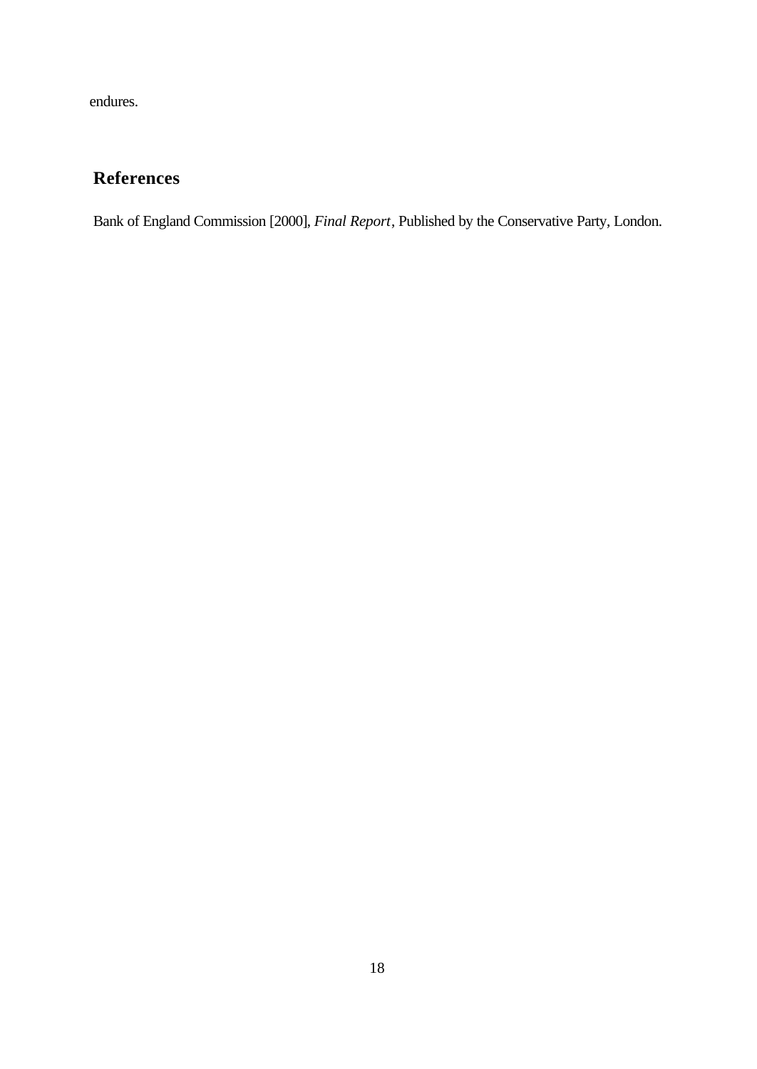endures.

## References

Bank of England Commission [2000], *Final Report*, Published by the Conservative Party, London.